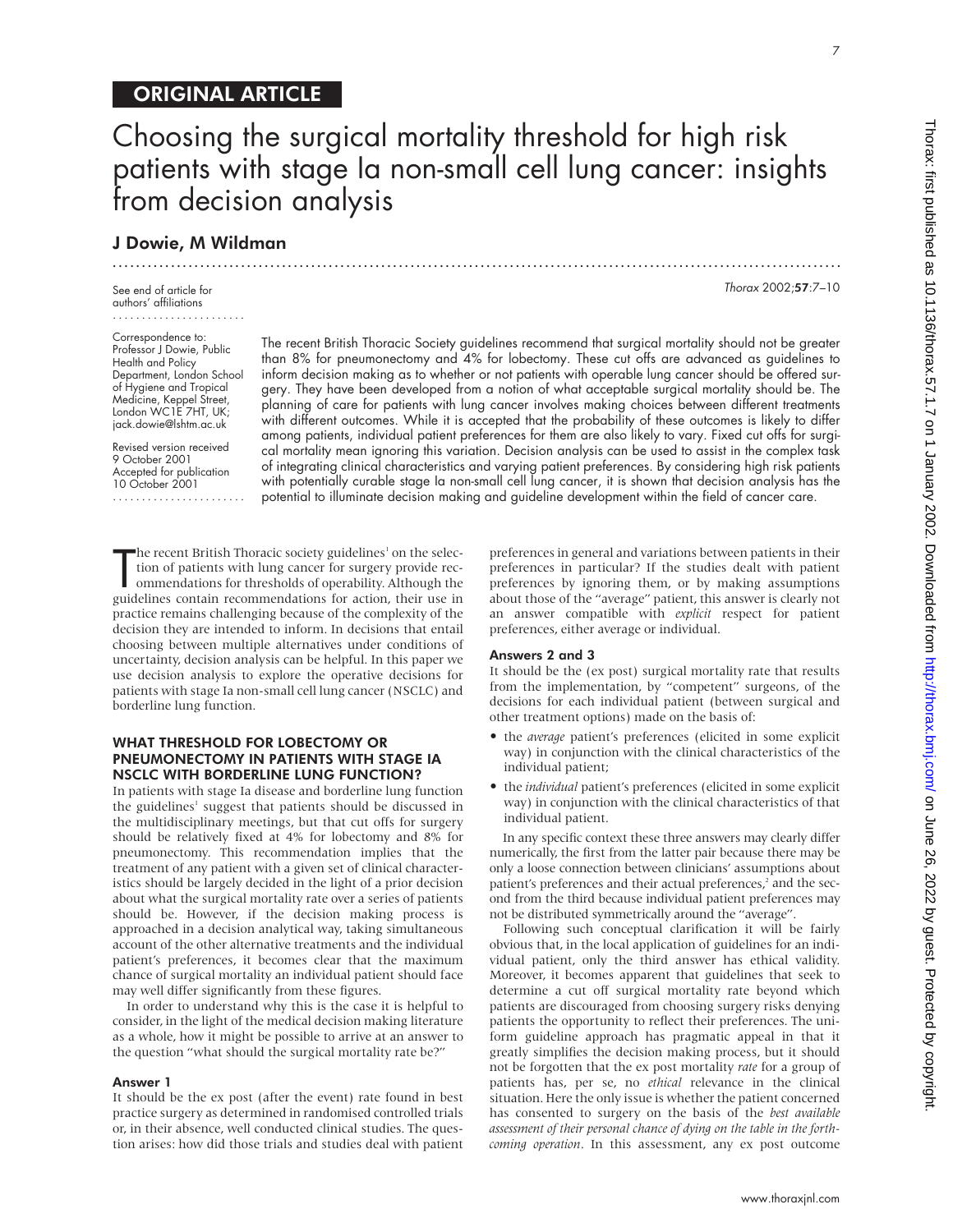## ORIGINAL ARTICLE

# Choosing the surgical mortality threshold for high risk patients with stage Ia non-small cell lung cancer: insights from decision analysis

## J Dowie, M Wildman

See end of article for authors' affiliations

Correspondence to: Professor J Dowie, Public Health and Policy Department, London School of Hygiene and Tropical Medicine, Keppel Street, London WC1E 7HT, UK; jack.dowie@lshtm.ac.uk

Revised version received 9 October 2001
Accepted for publication 10 October 2001

The recent British Thoracic Society guidelines recommend that surgical mortality should not be greater than 8% for pneumonectomy and 4% for lobectomy. These cut offs are advanced as guidelines to inform decision making as to whether or not patients with operable lung cancer should be offered surgery. They have been developed from a notion of what acceptable surgical mortality should be. The planning of care for patients with lung cancer involves making choices between different treatments with different outcomes. While it is accepted that the probability of these outcomes is likely to differ among patients, individual patient preferences for them are also likely to vary. Fixed cut offs for surgical mortality mean ignoring this variation. Decision analysis can be used to assist in the complex task of integrating clinical characteristics and varying patient preferences. By considering high risk patients with potentially curable stage Ia non-small cell lung cancer, it is shown that decision analysis has the potential to illuminate decision making and guideline development within the field of cancer care.

The recent British Thoracic society guidelines[1] on the selection of patients with lung cancer for surgery provide recommendations for thresholds of operability. Although the guidelines contain recommendations for action, their use in practice remains challenging because of the complexity of the decision they are intended to inform. In decisions that entail choosing between multiple alternatives under conditions of uncertainty, decision analysis can be helpful. In this paper we use decision analysis to explore the operative decisions for patients with stage Ia non-small cell lung cancer (NSCLC) and borderline lung function.

### WHAT THRESHOLD FOR LOBECTOMY OR PNEUMONECTOMY IN PATIENTS WITH STAGE IA NSCLC WITH BORDERLINE LUNG FUNCTION?

In patients with stage Ia disease and borderline lung function the guidelines[1] suggest that patients should be discussed in the multidisciplinary meetings, but that cut offs for surgery should be relatively fixed at 4% for lobectomy and 8% for pneumonectomy. This recommendation implies that the treatment of any patient with a given set of clinical characteristics should be largely decided in the light of a prior decision about what the surgical mortality rate over a series of patients should be. However, if the decision making process is approached in a decision analytical way, taking simultaneous account of the other alternative treatments and the individual patient's preferences, it becomes clear that the maximum chance of surgical mortality an individual patient should face may well differ significantly from these figures.

In order to understand why this is the case it is helpful to consider, in the light of the medical decision making literature as a whole, how it might be possible to arrive at an answer to the question "what should the surgical mortality rate be?"

#### Answer 1

It should be the ex post (after the event) rate found in best practice surgery as determined in randomised controlled trials or, in their absence, well conducted clinical studies. The question arises: how did those trials and studies deal with patient preferences in general and variations between patients in their preferences in particular? If the studies dealt with patient preferences by ignoring them, or by making assumptions about those of the "average" patient, this answer is clearly not an answer compatible with *explicit* respect for patient preferences, either average or individual.

#### Answers 2 and 3

It should be the (ex post) surgical mortality rate that results from the implementation, by "competent" surgeons, of the decisions for each individual patient (between surgical and other treatment options) made on the basis of:

- the *average* patient's preferences (elicited in some explicit way) in conjunction with the clinical characteristics of the individual patient;
- the *individual* patient's preferences (elicited in some explicit way) in conjunction with the clinical characteristics of that individual patient.

In any specific context these three answers may clearly differ numerically, the first from the latter pair because there may be only a loose connection between clinicians' assumptions about patient's preferences and their actual preferences,[2] and the second from the third because individual patient preferences may not be distributed symmetrically around the "average".

Following such conceptual clarification it will be fairly obvious that, in the local application of guidelines for an individual patient, only the third answer has ethical validity. Moreover, it becomes apparent that guidelines that seek to determine a cut off surgical mortality rate beyond which patients are discouraged from choosing surgery risks denying patients the opportunity to reflect their preferences. The uniform guideline approach has pragmatic appeal in that it greatly simplifies the decision making process, but it should not be forgotten that the ex post mortality *rate* for a group of patients has, per se, no *ethical* relevance in the clinical situation. Here the only issue is whether the patient concerned has consented to surgery on the basis of the *best available assessment of their personal chance of dying on the table in the forthcoming operation*. In this assessment, any ex post outcome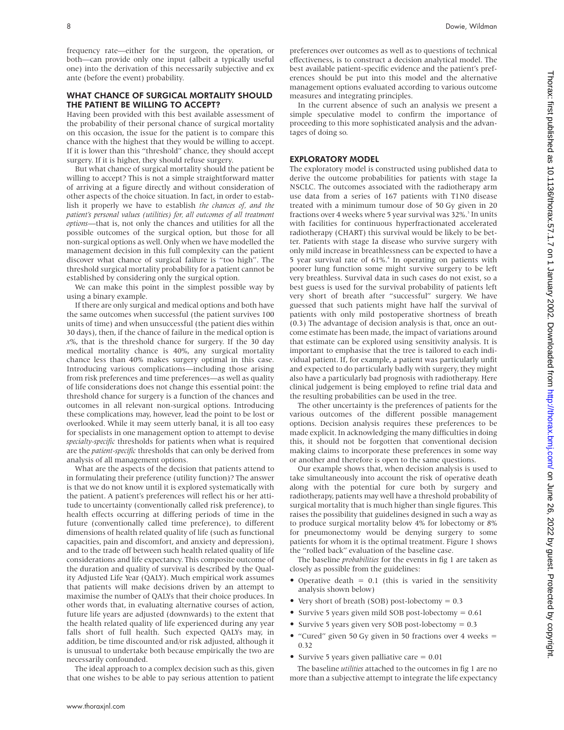frequency rate—either for the surgeon, the operation, or both—can provide only one input (albeit a typically useful one) into the derivation of this necessarily subjective and ex ante (before the event) probability.

## WHAT CHANCE OF SURGICAL MORTALITY SHOULD THE PATIENT BE WILLING TO ACCEPT?

Having been provided with this best available assessment of the probability of their personal chance of surgical mortality on this occasion, the issue for the patient is to compare this chance with the highest that they would be willing to accept. If it is lower than this "threshold" chance, they should accept surgery. If it is higher, they should refuse surgery.

But what chance of surgical mortality should the patient be willing to accept? This is not a simple straightforward matter of arriving at a figure directly and without consideration of other aspects of the choice situation. In fact, in order to establish it properly we have to establish *the chances of, and the patient's personal values (utilities) for, all outcomes of all treatment options*—that is, not only the chances and utilities for all the possible outcomes of the surgical option, but those for all non-surgical options as well. Only when we have modelled the management decision in this full complexity can the patient discover what chance of surgical failure is "too high". The threshold surgical mortality probability for a patient cannot be established by considering only the surgical option.

We can make this point in the simplest possible way by using a binary example.

If there are only surgical and medical options and both have the same outcomes when successful (the patient survives 100 units of time) and when unsuccessful (the patient dies within 30 days), then, if the chance of failure in the medical option is *x*%, that is the threshold chance for surgery. If the 30 day medical mortality chance is 40%, any surgical mortality chance less than 40% makes surgery optimal in this case. Introducing various complications—including those arising from risk preferences and time preferences—as well as quality of life considerations does not change this essential point: the threshold chance for surgery is a function of the chances and outcomes in all relevant non-surgical options. Introducing these complications may, however, lead the point to be lost or overlooked. While it may seem utterly banal, it is all too easy for specialists in one management option to attempt to devise *specialty-specific* thresholds for patients when what is required are the *patient-specific* thresholds that can only be derived from analysis of all management options.

What are the aspects of the decision that patients attend to in formulating their preference (utility function)? The answer is that we do not know until it is explored systematically with the patient. A patient's preferences will reflect his or her attitude to uncertainty (conventionally called risk preference), to health effects occurring at differing periods of time in the future (conventionally called time preference), to different dimensions of health related quality of life (such as functional capacities, pain and discomfort, and anxiety and depression), and to the trade off between such health related quality of life considerations and life expectancy. This composite outcome of the duration and quality of survival is described by the Quality Adjusted Life Year (QALY). Much empirical work assumes that patients will make decisions driven by an attempt to maximise the number of QALYs that their choice produces. In other words that, in evaluating alternative courses of action, future life years are adjusted (downwards) to the extent that the health related quality of life experienced during any year falls short of full health. Such expected QALYs may, in addition, be time discounted and/or risk adjusted, although it is unusual to undertake both because empirically the two are necessarily confounded.

The ideal approach to a complex decision such as this, given that one wishes to be able to pay serious attention to patient preferences over outcomes as well as to questions of technical effectiveness, is to construct a decision analytical model. The best available patient-specific evidence and the patient's preferences should be put into this model and the alternative management options evaluated according to various outcome measures and integrating principles.

In the current absence of such an analysis we present a simple speculative model to confirm the importance of proceeding to this more sophisticated analysis and the advantages of doing so.

## EXPLORATORY MODEL

The exploratory model is constructed using published data to derive the outcome probabilities for patients with stage Ia NSCLC. The outcomes associated with the radiotherapy arm use data from a series of 167 patients with T1N0 disease treated with a minimum tumour dose of 50 Gy given in 20 fractions over 4 weeks where 5 year survival was 32%.[3] In units with facilities for continuous hyperfractionated accelerated radiotherapy (CHART) this survival would be likely to be better. Patients with stage Ia disease who survive surgery with only mild increase in breathlessness can be expected to have a 5 year survival rate of 61%.[4] In operating on patients with poorer lung function some might survive surgery to be left very breathless. Survival data in such cases do not exist, so a best guess is used for the survival probability of patients left very short of breath after "successful" surgery. We have guessed that such patients might have half the survival of patients with only mild postoperative shortness of breath (0.3) The advantage of decision analysis is that, once an outcome estimate has been made, the impact of variations around that estimate can be explored using sensitivity analysis. It is important to emphasise that the tree is tailored to each individual patient. If, for example, a patient was particularly unfit and expected to do particularly badly with surgery, they might also have a particularly bad prognosis with radiotherapy. Here clinical judgement is being employed to refine trial data and the resulting probabilities can be used in the tree.

The other uncertainty is the preferences of patients for the various outcomes of the different possible management options. Decision analysis requires these preferences to be made explicit. In acknowledging the many difficulties in doing this, it should not be forgotten that conventional decision making claims to incorporate these preferences in some way or another and therefore is open to the same questions.

Our example shows that, when decision analysis is used to take simultaneously into account the risk of operative death along with the potential for cure both by surgery and radiotherapy, patients may well have a threshold probability of surgical mortality that is much higher than single figures. This raises the possibility that guidelines designed in such a way as to produce surgical mortality below 4% for lobectomy or 8% for pneumonectomy would be denying surgery to some patients for whom it is the optimal treatment. Figure 1 shows the "rolled back" evaluation of the baseline case.

The baseline *probabilities* for the events in fig 1 are taken as closely as possible from the guidelines:

- Operative death = 0.1 (this is varied in the sensitivity analysis shown below)
- Very short of breath (SOB) post-lobectomy = 0.3
- Survive 5 years given mild SOB post-lobectomy = 0.61
- Survive 5 years given very SOB post-lobectomy = 0.3
- "Cured" given 50 Gy given in 50 fractions over 4 weeks = 0.32
- Survive 5 years given palliative care = 0.01

The baseline *utilities* attached to the outcomes in fig 1 are no more than a subjective attempt to integrate the life expectancy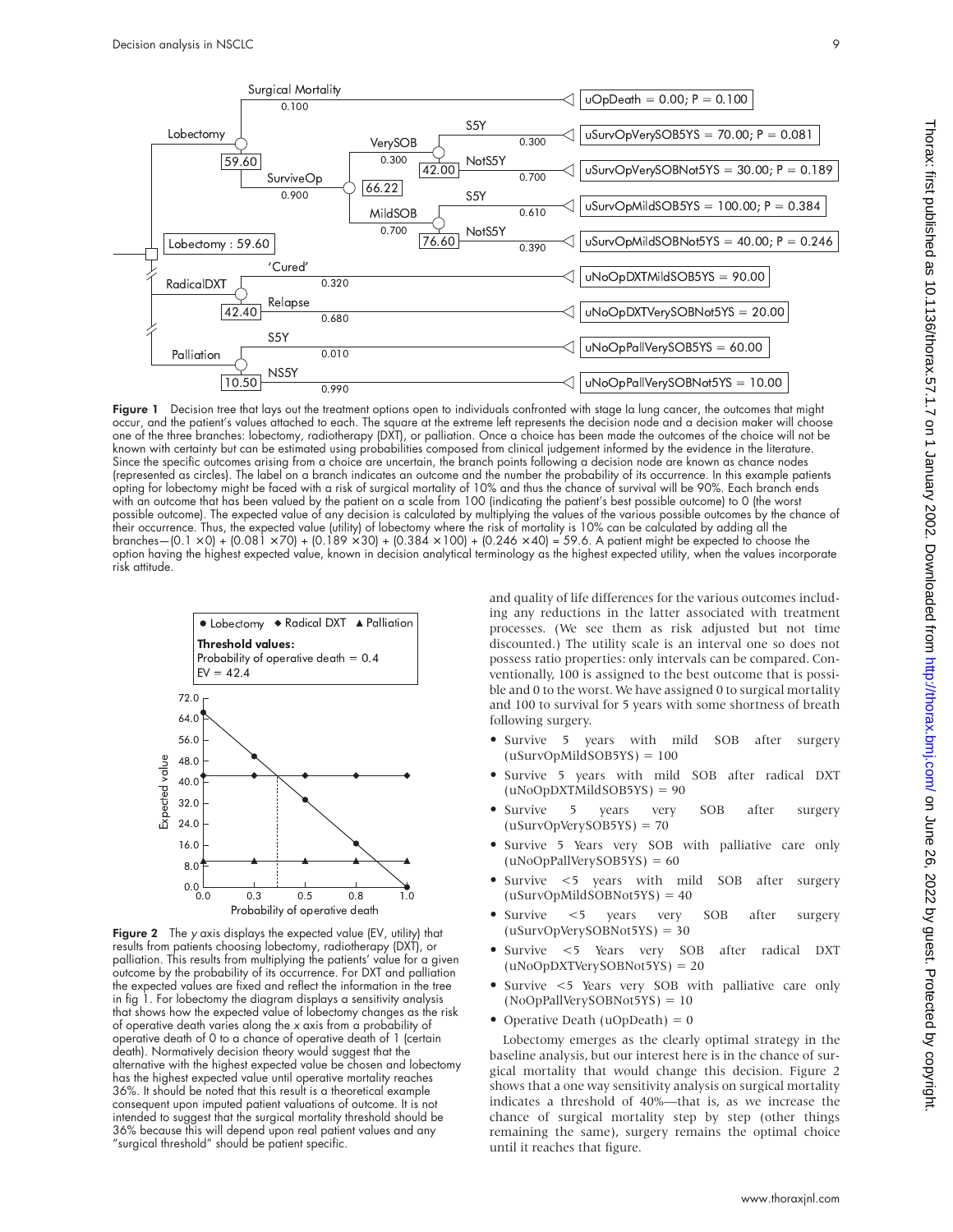Figure 1 Decision tree that lays out the treatment options open to individuals confronted with stage Ia lung cancer, the outcomes that might occur, and the patient's values attached to each. The square at the extreme left represents the decision node and a decision maker will choose one of the three branches: lobectomy, radiotherapy (DXT), or palliation. Once a choice has been made the outcomes of the choice will not be known with certainty but can be estimated using probabilities composed from clinical judgement informed by the evidence in the literature. Since the specific outcomes arising from a choice are uncertain, the branch points following a decision node are known as chance nodes (represented as circles). The label on a branch indicates an outcome and the number the probability of its occurrence. In this example patients opting for lobectomy might be faced with a risk of surgical mortality of 10% and thus the chance of survival will be 90%. Each branch ends with an outcome that has been valued by the patient on a scale from 100 (indicating the patient's best possible outcome) to 0 (the worst possible outcome). The expected value of any decision is calculated by multiplying the values of the various possible outcomes by the chance of their occurrence. Thus, the expected value (utility) of lobectomy where the risk of mortality is 10% can be calculated by adding all the branches—(0.1 ×0) + (0.081 ×70) + (0.189 ×30) + (0.384 ×100) + (0.246 ×40) = 59.6. A patient might be expected to choose the option having the highest expected value, known in decision analytical terminology as the highest expected utility, when the values incorporate risk attitude.

Figure 2 The *y* axis displays the expected value (EV, utility) that results from patients choosing lobectomy, radiotherapy (DXT), or palliation. This results from multiplying the patients' value for a given outcome by the probability of its occurrence. For DXT and palliation the expected values are fixed and reflect the information in the tree in fig 1. For lobectomy the diagram displays a sensitivity analysis that shows how the expected value of lobectomy changes as the risk of operative death varies along the *x* axis from a probability of operative death of 0 to a chance of operative death of 1 (certain death). Normatively decision theory would suggest that the alternative with the highest expected value be chosen and lobectomy has the highest expected value until operative mortality reaches 36%. It should be noted that this result is a theoretical example consequent upon imputed patient valuations of outcome. It is not intended to suggest that the surgical mortality threshold should be 36% because this will depend upon real patient values and any "surgical threshold" should be patient specific.

and quality of life differences for the various outcomes including any reductions in the latter associated with treatment processes. (We see them as risk adjusted but not time discounted.) The utility scale is an interval one so does not possess ratio properties: only intervals can be compared. Conventionally, 100 is assigned to the best outcome that is possible and 0 to the worst. We have assigned 0 to surgical mortality and 100 to survival for 5 years with some shortness of breath following surgery.

- Survive 5 years with mild SOB after surgery (uSurvOpMildSOB5YS) = 100
- Survive 5 years with mild SOB after radical DXT (uNoOpDXTMildSOB5YS) = 90
- Survive 5 years very SOB after surgery (uSurvOpVerySOB5YS) = 70
- Survive 5 Years very SOB with palliative care only (uNoOpPallVerySOB5YS) = 60
- Survive <5 years with mild SOB after surgery (uSurvOpMildSOBNot5YS) = 40
- Survive <5 years very SOB after surgery (uSurvOpVerySOBNot5YS) = 30
- Survive <5 Years very SOB after radical DXT (uNoOpDXTVerySOBNot5YS) = 20
- Survive <5 Years very SOB with palliative care only (NoOpPallVerySOBNot5YS) = 10
- Operative Death (uOpDeath) = 0

Lobectomy emerges as the clearly optimal strategy in the baseline analysis, but our interest here is in the chance of surgical mortality that would change this decision. Figure 2 shows that a one way sensitivity analysis on surgical mortality indicates a threshold of 40%—that is, as we increase the chance of surgical mortality step by step (other things remaining the same), surgery remains the optimal choice until it reaches that figure.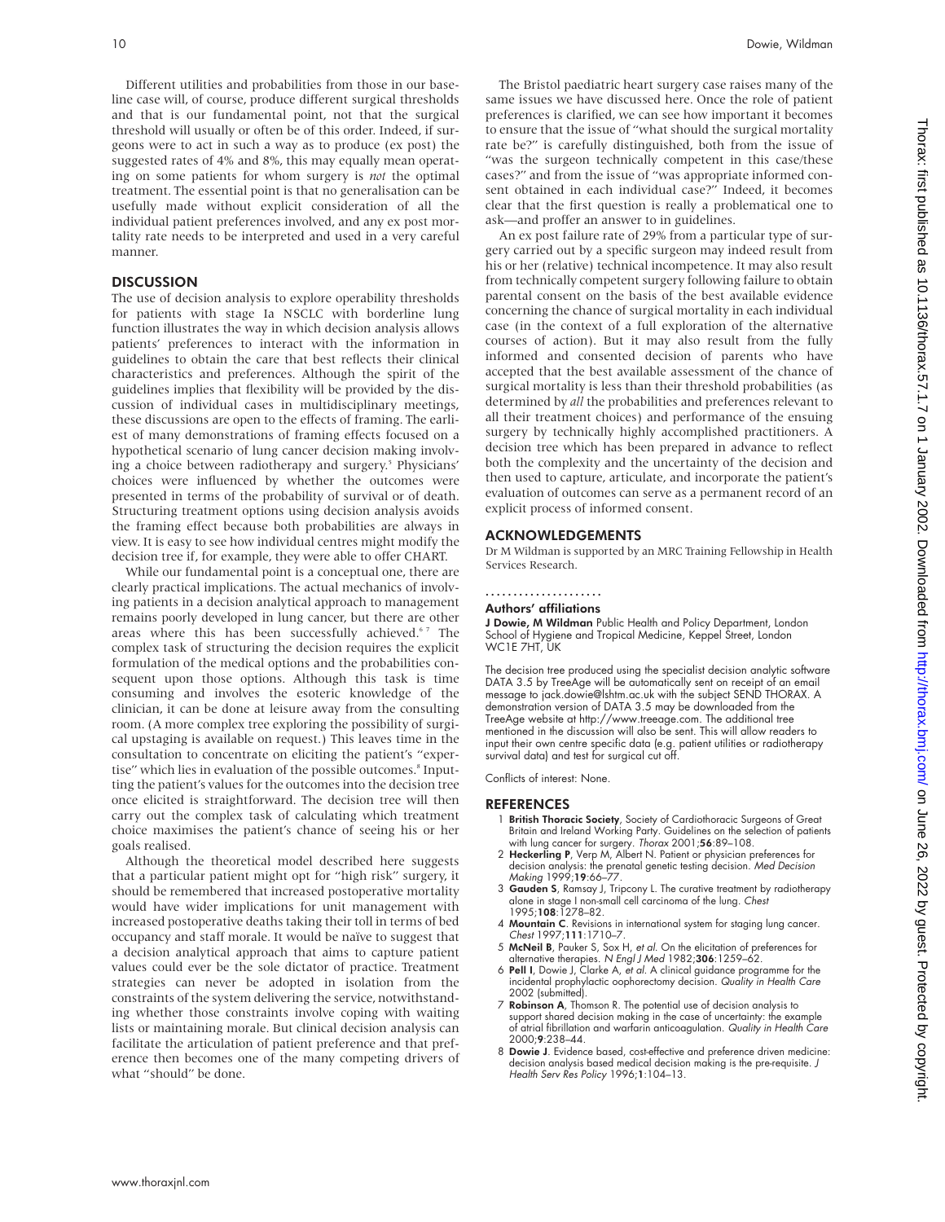Different utilities and probabilities from those in our baseline case will, of course, produce different surgical thresholds and that is our fundamental point, not that the surgical threshold will usually or often be of this order. Indeed, if surgeons were to act in such a way as to produce (ex post) the suggested rates of 4% and 8%, this may equally mean operating on some patients for whom surgery is *not* the optimal treatment. The essential point is that no generalisation can be usefully made without explicit consideration of all the individual patient preferences involved, and any ex post mortality rate needs to be interpreted and used in a very careful manner.

## DISCUSSION

The use of decision analysis to explore operability thresholds for patients with stage Ia NSCLC with borderline lung function illustrates the way in which decision analysis allows patients' preferences to interact with the information in guidelines to obtain the care that best reflects their clinical characteristics and preferences. Although the spirit of the guidelines implies that flexibility will be provided by the discussion of individual cases in multidisciplinary meetings, these discussions are open to the effects of framing. The earliest of many demonstrations of framing effects focused on a hypothetical scenario of lung cancer decision making involving a choice between radiotherapy and surgery.[5] Physicians' choices were influenced by whether the outcomes were presented in terms of the probability of survival or of death. Structuring treatment options using decision analysis avoids the framing effect because both probabilities are always in view. It is easy to see how individual centres might modify the decision tree if, for example, they were able to offer CHART.

While our fundamental point is a conceptual one, there are clearly practical implications. The actual mechanics of involving patients in a decision analytical approach to management remains poorly developed in lung cancer, but there are other areas where this has been successfully achieved.[6 7] The complex task of structuring the decision requires the explicit formulation of the medical options and the probabilities consequent upon those options. Although this task is time consuming and involves the esoteric knowledge of the clinician, it can be done at leisure away from the consulting room. (A more complex tree exploring the possibility of surgical upstaging is available on request.) This leaves time in the consultation to concentrate on eliciting the patient's "expertise" which lies in evaluation of the possible outcomes.[8] Inputting the patient's values for the outcomes into the decision tree once elicited is straightforward. The decision tree will then carry out the complex task of calculating which treatment choice maximises the patient's chance of seeing his or her goals realised.

Although the theoretical model described here suggests that a particular patient might opt for "high risk" surgery, it should be remembered that increased postoperative mortality would have wider implications for unit management with increased postoperative deaths taking their toll in terms of bed occupancy and staff morale. It would be naïve to suggest that a decision analytical approach that aims to capture patient values could ever be the sole dictator of practice. Treatment strategies can never be adopted in isolation from the constraints of the system delivering the service, notwithstanding whether those constraints involve coping with waiting lists or maintaining morale. But clinical decision analysis can facilitate the articulation of patient preference and that preference then becomes one of the many competing drivers of what "should" be done.

The Bristol paediatric heart surgery case raises many of the same issues we have discussed here. Once the role of patient preferences is clarified, we can see how important it becomes to ensure that the issue of "what should the surgical mortality rate be?" is carefully distinguished, both from the issue of "was the surgeon technically competent in this case/these cases?" and from the issue of "was appropriate informed consent obtained in each individual case?" Indeed, it becomes clear that the first question is really a problematical one to ask—and proffer an answer to in guidelines.

An ex post failure rate of 29% from a particular type of surgery carried out by a specific surgeon may indeed result from his or her (relative) technical incompetence. It may also result from technically competent surgery following failure to obtain parental consent on the basis of the best available evidence concerning the chance of surgical mortality in each individual case (in the context of a full exploration of the alternative courses of action). But it may also result from the fully informed and consented decision of parents who have accepted that the best available assessment of the chance of surgical mortality is less than their threshold probabilities (as determined by *all* the probabilities and preferences relevant to all their treatment choices) and performance of the ensuing surgery by technically highly accomplished practitioners. A decision tree which has been prepared in advance to reflect both the complexity and the uncertainty of the decision and then used to capture, articulate, and incorporate the patient's evaluation of outcomes can serve as a permanent record of an explicit process of informed consent.

## ACKNOWLEDGEMENTS

Dr M Wildman is supported by an MRC Training Fellowship in Health Services Research.

### Authors' affiliations

**J Dowie, M Wildman** Public Health and Policy Department, London School of Hygiene and Tropical Medicine, Keppel Street, London WC1E 7HT, UK

The decision tree produced using the specialist decision analytic software DATA 3.5 by TreeAge will be automatically sent on receipt of an email message to jack.dowie@lshtm.ac.uk with the subject SEND THORAX. A demonstration version of DATA 3.5 may be downloaded from the TreeAge website at http://www.treeage.com. The additional tree mentioned in the discussion will also be sent. This will allow readers to input their own centre specific data (e.g. patient utilities or radiotherapy survival data) and test for surgical cut off.

Conflicts of interest: None.

## REFERENCES

1. **British Thoracic Society**, Society of Cardiothoracic Surgeons of Great Britain and Ireland Working Party. Guidelines on the selection of patients with lung cancer for surgery. *Thorax* 2001;**56**:89–108.
2. **Heckerling P**, Verp M, Albert N. Patient or physician preferences for decision analysis: the prenatal genetic testing decision. *Med Decision Making* 1999;**19**:66–77.
3. **Gauden S**, Ramsay J, Tripcony L. The curative treatment by radiotherapy alone in stage I non-small cell carcinoma of the lung. *Chest* 1995;**108**:1278–82.
4. **Mountain C**. Revisions in international system for staging lung cancer. *Chest* 1997;**111**:1710–7.
5. **McNeil B**, Pauker S, Sox H, *et al*. On the elicitation of preferences for alternative therapies. *N Engl J Med* 1982;**306**:1259–62.
6. **Pell I**, Dowie J, Clarke A, *et al*. A clinical guidance programme for the incidental prophylactic oophorectomy decision. *Quality in Health Care* 2002 (submitted).
7. **Robinson A**, Thomson R. The potential use of decision analysis to support shared decision making in the case of uncertainty: the example of atrial fibrillation and warfarin anticoagulation. *Quality in Health Care* 2000;**9**:238–44.
8. **Dowie J**. Evidence based, cost-effective and preference driven medicine: decision analysis based medical decision making is the pre-requisite. *J Health Serv Res Policy* 1996;**1**:104–13.